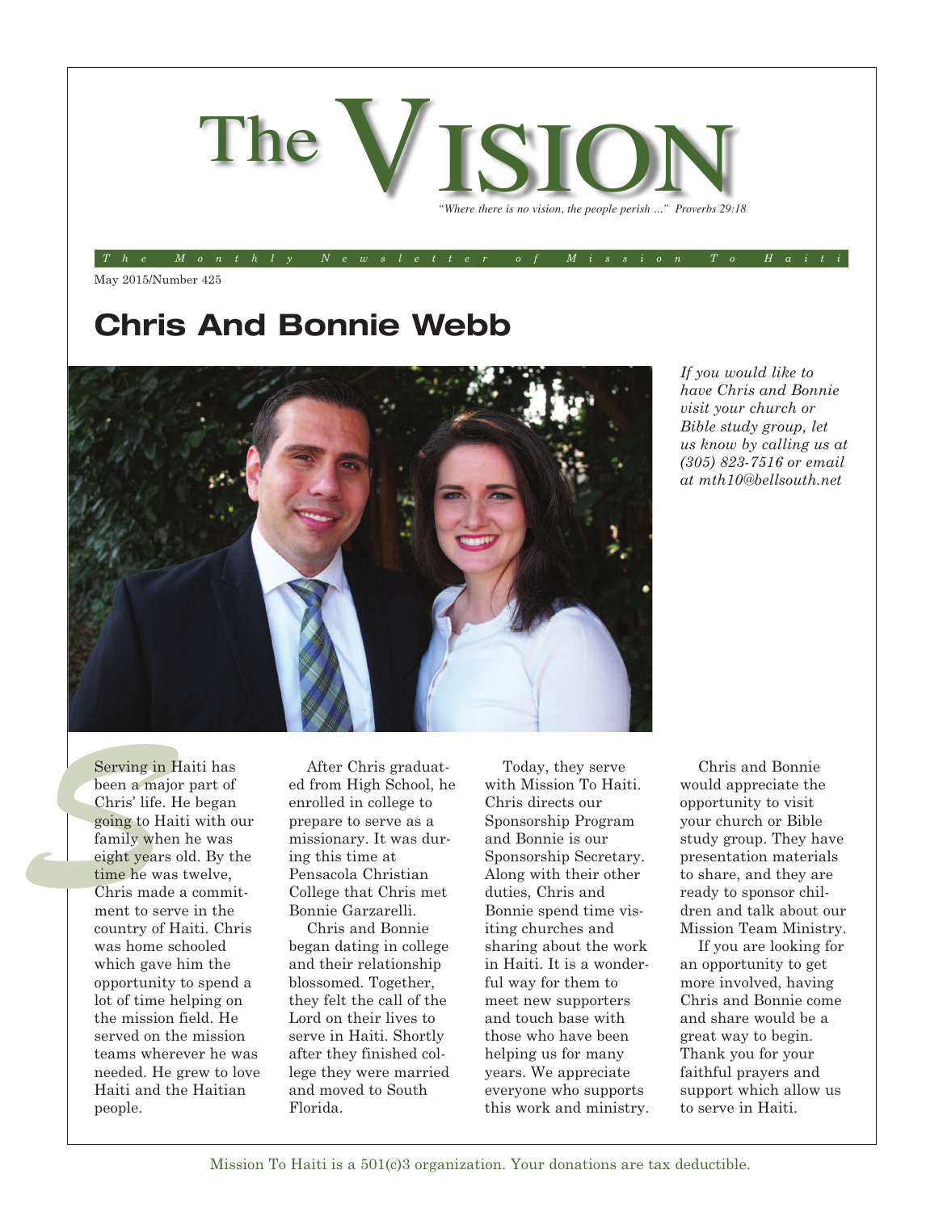# The VISION

*"Where there is no vision, the people perish ..." Proverbs 29:18*

*The Monthly Newsletter of Mission To Haiti*

May 2015/Number 425

## Chris And Bonnie Webb

*If you would like to have Chris and Bonnie visit your church or Bible study group, let us know by calling us at (305) 823-7516 or email at mth10@bellsouth.net*

Serving in Haiti has been a major part of Chris' life. He began going to Haiti with our family when he was eight years old. By the time he was twelve, Chris made a commitment to serve in the country of Haiti. Chris was home schooled which gave him the opportunity to spend a lot of time helping on the mission field. He served on the mission teams wherever he was needed. He grew to love Haiti and the Haitian people.

After Chris graduated from High School, he enrolled in college to prepare to serve as a missionary. It was during this time at Pensacola Christian College that Chris met Bonnie Garzarelli.

Chris and Bonnie began dating in college and their relationship blossomed. Together, they felt the call of the Lord on their lives to serve in Haiti. Shortly after they finished college they were married and moved to South Florida.

Today, they serve with Mission To Haiti. Chris directs our Sponsorship Program and Bonnie is our Sponsorship Secretary. Along with their other duties, Chris and Bonnie spend time visiting churches and sharing about the work in Haiti. It is a wonderful way for them to meet new supporters and touch base with those who have been helping us for many years. We appreciate everyone who supports this work and ministry.

Chris and Bonnie would appreciate the opportunity to visit your church or Bible study group. They have presentation materials to share, and they are ready to sponsor children and talk about our Mission Team Ministry.

If you are looking for an opportunity to get more involved, having Chris and Bonnie come and share would be a great way to begin. Thank you for your faithful prayers and support which allow us to serve in Haiti.

Mission To Haiti is a 501(c)3 organization. Your donations are tax deductible.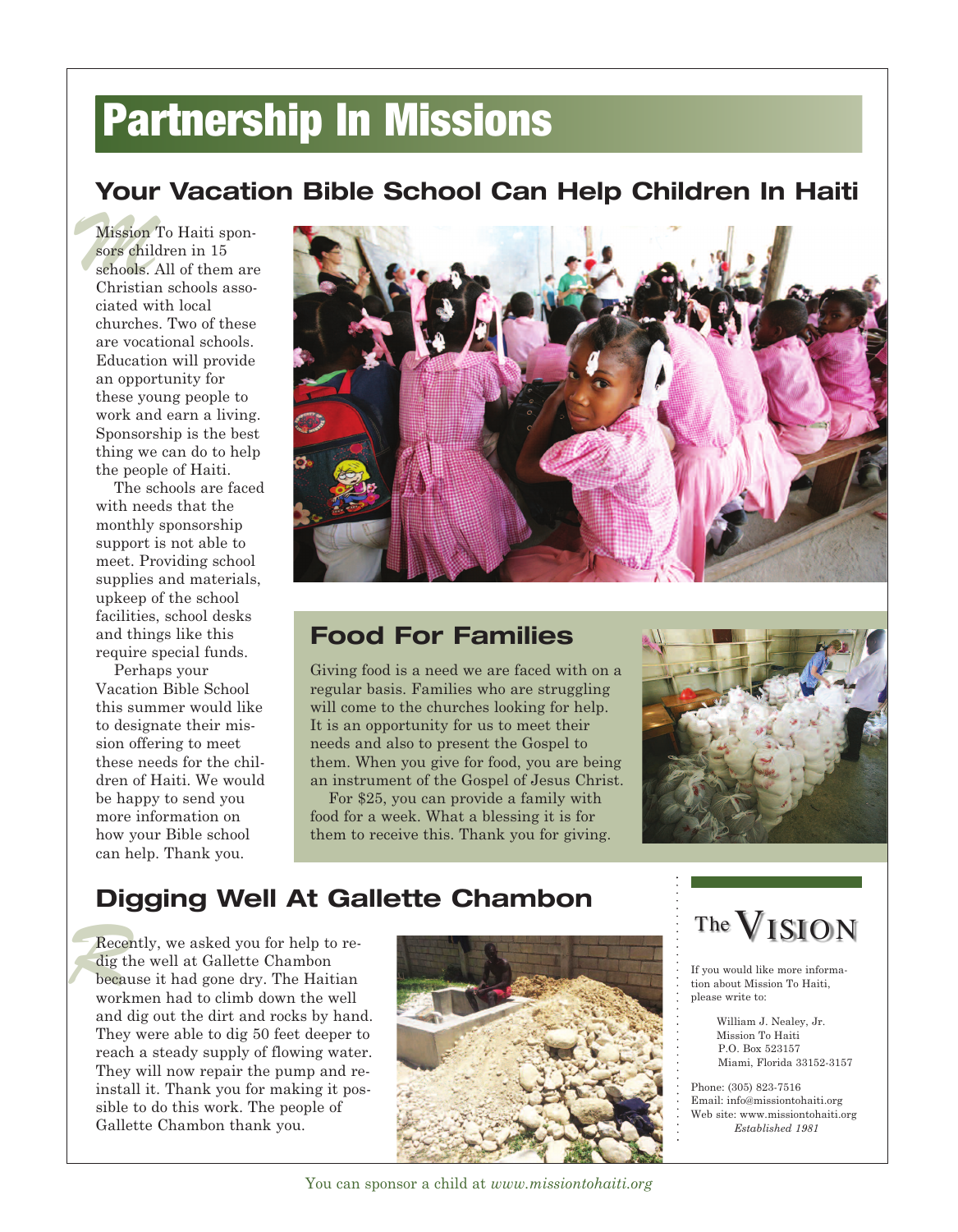# Partnership In Missions

## Your Vacation Bible School Can Help Children In Haiti

Mission To Haiti sponsors children in 15 schools. All of them are Christian schools associated with local churches. Two of these are vocational schools. Education will provide an opportunity for these young people to work and earn a living. Sponsorship is the best thing we can do to help the people of Haiti.

The schools are faced with needs that the monthly sponsorship support is not able to meet. Providing school supplies and materials, upkeep of the school facilities, school desks and things like this require special funds.

Perhaps your Vacation Bible School this summer would like to designate their mission offering to meet these needs for the children of Haiti. We would be happy to send you more information on how your Bible school can help. Thank you.

## Food For Families

Giving food is a need we are faced with on a regular basis. Families who are struggling will come to the churches looking for help. It is an opportunity for us to meet their needs and also to present the Gospel to them. When you give for food, you are being an instrument of the Gospel of Jesus Christ.

For $25, you can provide a family with food for a week. What a blessing it is for them to receive this. Thank you for giving.

## Digging Well At Gallette Chambon

Recently, we asked you for help to redig the well at Gallette Chambon because it had gone dry. The Haitian workmen had to climb down the well and dig out the dirt and rocks by hand. They were able to dig 50 feet deeper to reach a steady supply of flowing water. They will now repair the pump and reinstall it. Thank you for making it possible to do this work. The people of Gallette Chambon thank you.

## The VISION

If you would like more information about Mission To Haiti, please write to:

William J. Nealey, Jr.
Mission To Haiti
P.O. Box 523157
Miami, Florida 33152-3157

Phone: (305) 823-7516
Email: info@missiontohaiti.org
Web site: www.missiontohaiti.org
*Established 1981*

You can sponsor a child at *www.missiontohaiti.org*